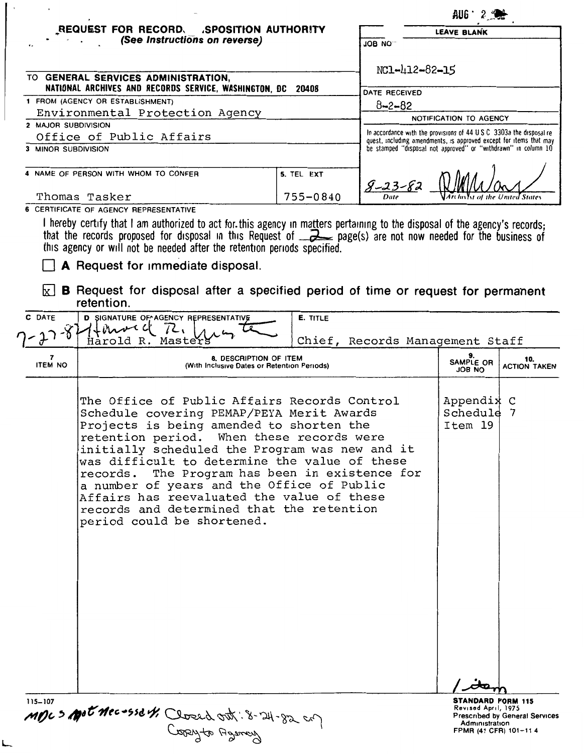AUG 2

# REQUEST FOR RECORDS DISPOSITION AUTHORITY
*(See Instructions on reverse)*

| LEAVE BLANK |
|---|
| JOB NO NC1-412-82-15 |
| DATE RECEIVED 8-2-82 |
| NOTIFICATION TO AGENCY |
| In accordance with the provisions of 44 U S C 3303a the disposal request, including amendments, is approved except for items that may be stamped "disposal not approved" or "withdrawn" in column 10 |
| 8-23-82 Date — Archivist of the United States |

TO **GENERAL SERVICES ADMINISTRATION, NATIONAL ARCHIVES AND RECORDS SERVICE, WASHINGTON, DC 20408**

1 FROM (AGENCY OR ESTABLISHMENT)
Environmental Protection Agency

2 MAJOR SUBDIVISION
Office of Public Affairs

3 MINOR SUBDIVISION

4 NAME OF PERSON WITH WHOM TO CONFER
Thomas Tasker

5. TEL EXT
755-0840

6 CERTIFICATE OF AGENCY REPRESENTATIVE

I hereby certify that I am authorized to act for this agency in matters pertaining to the disposal of the agency's records; that the records proposed for disposal in this Request of 2 page(s) are not now needed for the business of this agency or will not be needed after the retention periods specified.

☐ **A** Request for immediate disposal.

☒ **B** Request for disposal after a specified period of time or request for permanent retention.

| C DATE | D SIGNATURE OF AGENCY REPRESENTATIVE | E. TITLE |
|---|---|---|
| 7-27-82 | Harold R. Masters | Chief, Records Management Staff |

| 7 ITEM NO | 8. DESCRIPTION OF ITEM (With Inclusive Dates or Retention Periods) | 9. SAMPLE OR JOB NO | 10. ACTION TAKEN |
|---|---|---|---|
| | The Office of Public Affairs Records Control Schedule covering PEMAP/PEYA Merit Awards Projects is being amended to shorten the retention period. When these records were initially scheduled the Program was new and it was difficult to determine the value of these records. The Program has been in existence for a number of years and the Office of Public Affairs has reevaluated the value of these records and determined that the retention period could be shortened. | Appendix C Schedule 7 Item 19 | |

1 item

115-107

MDCs not necessary. Closed out: 8-24-82 cm
Copy to Agency

**STANDARD FORM 115**
Revised April, 1975
Prescribed by General Services Administration
FPMR (41 CFR) 101-11 4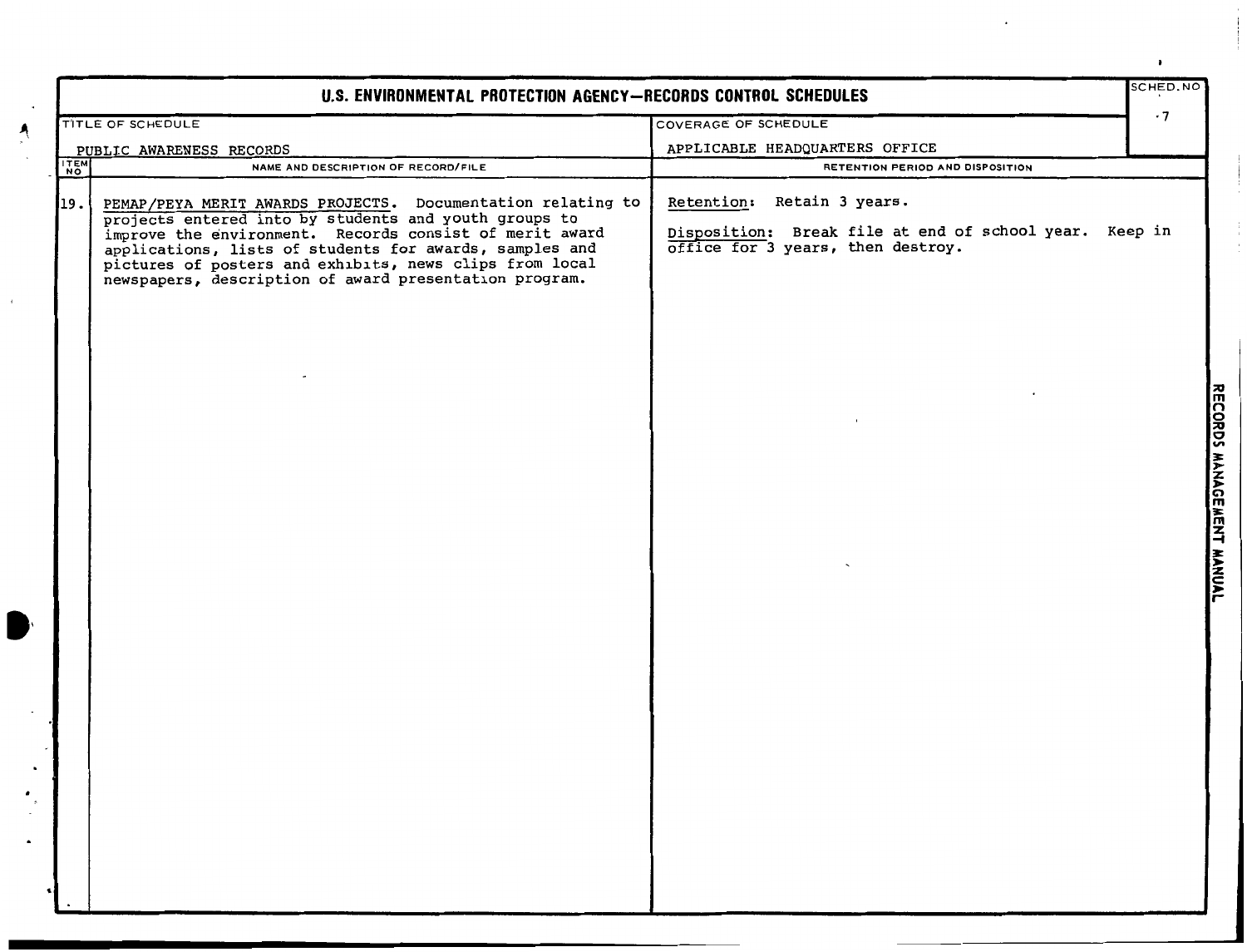## U.S. ENVIRONMENTAL PROTECTION AGENCY—RECORDS CONTROL SCHEDULES

| TITLE OF SCHEDULE | COVERAGE OF SCHEDULE | SCHED. NO |
|---|---|---|
| PUBLIC AWARENESS RECORDS | APPLICABLE HEADQUARTERS OFFICE | 7 |

| ITEM NO | NAME AND DESCRIPTION OF RECORD/FILE | RETENTION PERIOD AND DISPOSITION |
|---|---|---|
| 19. | PEMAP/PEYA MERIT AWARDS PROJECTS. Documentation relating to projects entered into by students and youth groups to improve the environment. Records consist of merit award applications, lists of students for awards, samples and pictures of posters and exhibits, news clips from local newspapers, description of award presentation program. | Retention: Retain 3 years.<br><br>Disposition: Break file at end of school year. Keep in office for 3 years, then destroy. |

RECORDS MANAGEMENT MANUAL